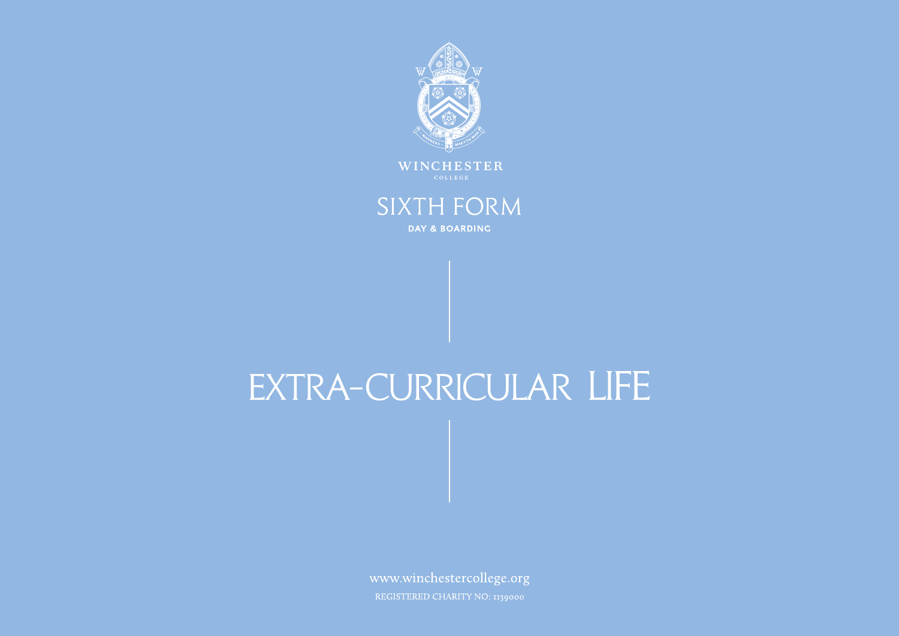WINCHESTER
COLLEGE

SIXTH FORM

DAY & BOARDING

# EXTRA-CURRICULAR LIFE

www.winchestercollege.org

REGISTERED CHARITY NO: 1139000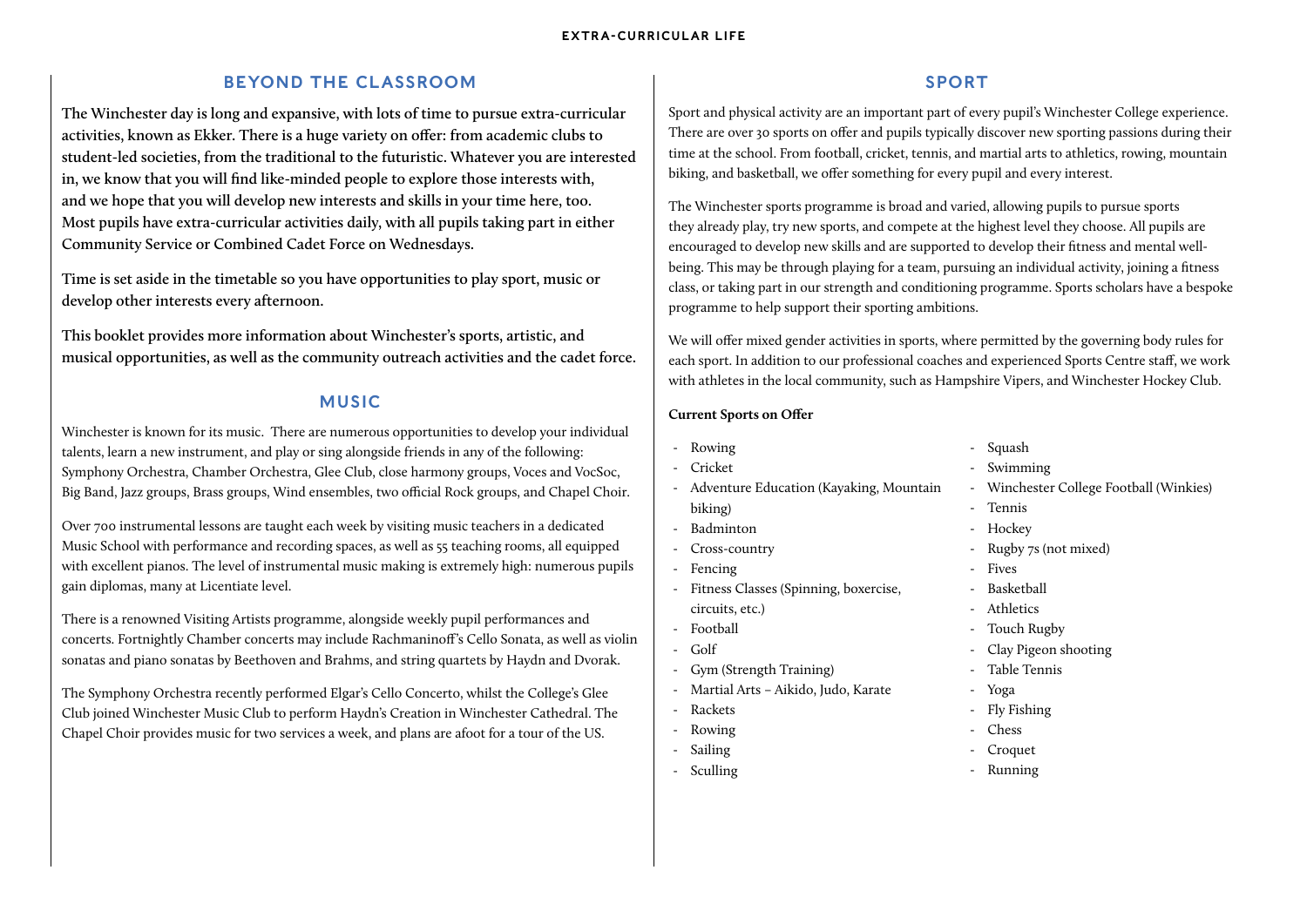## BEYOND THE CLASSROOM

**The Winchester day is long and expansive, with lots of time to pursue extra-curricular activities, known as Ekker. There is a huge variety on offer: from academic clubs to student-led societies, from the traditional to the futuristic. Whatever you are interested in, we know that you will find like-minded people to explore those interests with, and we hope that you will develop new interests and skills in your time here, too. Most pupils have extra-curricular activities daily, with all pupils taking part in either Community Service or Combined Cadet Force on Wednesdays.**

**Time is set aside in the timetable so you have opportunities to play sport, music or develop other interests every afternoon.**

**This booklet provides more information about Winchester's sports, artistic, and musical opportunities, as well as the community outreach activities and the cadet force.**

## MUSIC

Winchester is known for its music. There are numerous opportunities to develop your individual talents, learn a new instrument, and play or sing alongside friends in any of the following: Symphony Orchestra, Chamber Orchestra, Glee Club, close harmony groups, Voces and VocSoc, Big Band, Jazz groups, Brass groups, Wind ensembles, two official Rock groups, and Chapel Choir.

Over 700 instrumental lessons are taught each week by visiting music teachers in a dedicated Music School with performance and recording spaces, as well as 55 teaching rooms, all equipped with excellent pianos. The level of instrumental music making is extremely high: numerous pupils gain diplomas, many at Licentiate level.

There is a renowned Visiting Artists programme, alongside weekly pupil performances and concerts. Fortnightly Chamber concerts may include Rachmaninoff's Cello Sonata, as well as violin sonatas and piano sonatas by Beethoven and Brahms, and string quartets by Haydn and Dvorak.

The Symphony Orchestra recently performed Elgar's Cello Concerto, whilst the College's Glee Club joined Winchester Music Club to perform Haydn's Creation in Winchester Cathedral. The Chapel Choir provides music for two services a week, and plans are afoot for a tour of the US.

## SPORT

Sport and physical activity are an important part of every pupil's Winchester College experience. There are over 30 sports on offer and pupils typically discover new sporting passions during their time at the school. From football, cricket, tennis, and martial arts to athletics, rowing, mountain biking, and basketball, we offer something for every pupil and every interest.

The Winchester sports programme is broad and varied, allowing pupils to pursue sports they already play, try new sports, and compete at the highest level they choose. All pupils are encouraged to develop new skills and are supported to develop their fitness and mental well-being. This may be through playing for a team, pursuing an individual activity, joining a fitness class, or taking part in our strength and conditioning programme. Sports scholars have a bespoke programme to help support their sporting ambitions.

We will offer mixed gender activities in sports, where permitted by the governing body rules for each sport. In addition to our professional coaches and experienced Sports Centre staff, we work with athletes in the local community, such as Hampshire Vipers, and Winchester Hockey Club.

**Current Sports on Offer**

- Rowing
- Cricket
- Adventure Education (Kayaking, Mountain biking)
- Badminton
- Cross-country
- Fencing
- Fitness Classes (Spinning, boxercise, circuits, etc.)
- Football
- Golf
- Gym (Strength Training)
- Martial Arts – Aikido, Judo, Karate
- Rackets
- Rowing
- Sailing
- Sculling
- Squash
- Swimming
- Winchester College Football (Winkies)
- Tennis
- Hockey
- Rugby 7s (not mixed)
- Fives
- Basketball
- Athletics
- Touch Rugby
- Clay Pigeon shooting
- Table Tennis
- Yoga
- Fly Fishing
- Chess
- Croquet
- Running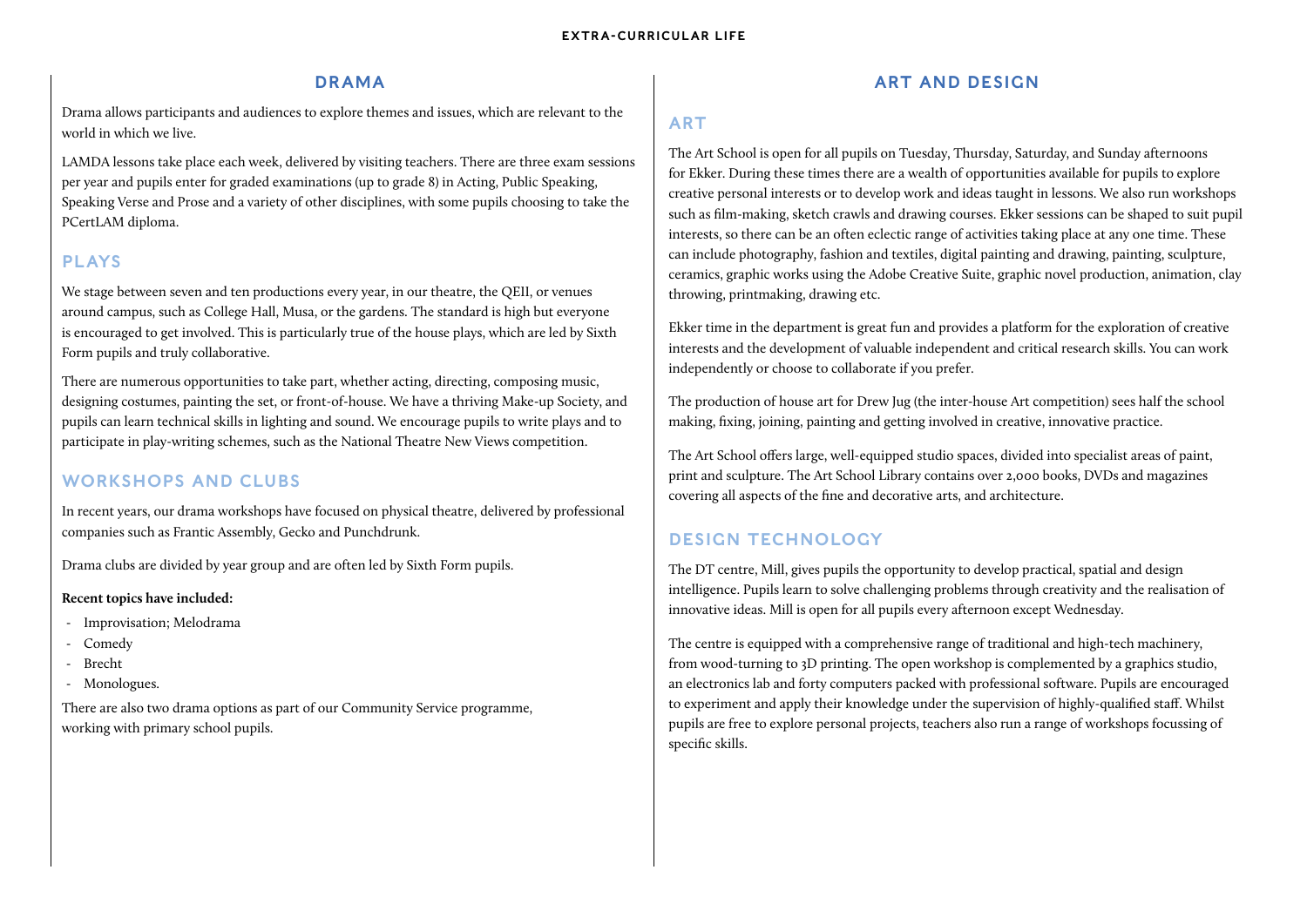# DRAMA

Drama allows participants and audiences to explore themes and issues, which are relevant to the world in which we live.

LAMDA lessons take place each week, delivered by visiting teachers. There are three exam sessions per year and pupils enter for graded examinations (up to grade 8) in Acting, Public Speaking, Speaking Verse and Prose and a variety of other disciplines, with some pupils choosing to take the PCertLAM diploma.

## PLAYS

We stage between seven and ten productions every year, in our theatre, the QEII, or venues around campus, such as College Hall, Musa, or the gardens. The standard is high but everyone is encouraged to get involved. This is particularly true of the house plays, which are led by Sixth Form pupils and truly collaborative.

There are numerous opportunities to take part, whether acting, directing, composing music, designing costumes, painting the set, or front-of-house. We have a thriving Make-up Society, and pupils can learn technical skills in lighting and sound. We encourage pupils to write plays and to participate in play-writing schemes, such as the National Theatre New Views competition.

## WORKSHOPS AND CLUBS

In recent years, our drama workshops have focused on physical theatre, delivered by professional companies such as Frantic Assembly, Gecko and Punchdrunk.

Drama clubs are divided by year group and are often led by Sixth Form pupils.

**Recent topics have included:**

- Improvisation; Melodrama
- Comedy
- Brecht
- Monologues.

There are also two drama options as part of our Community Service programme, working with primary school pupils.

# ART AND DESIGN

## ART

The Art School is open for all pupils on Tuesday, Thursday, Saturday, and Sunday afternoons for Ekker. During these times there are a wealth of opportunities available for pupils to explore creative personal interests or to develop work and ideas taught in lessons. We also run workshops such as film-making, sketch crawls and drawing courses. Ekker sessions can be shaped to suit pupil interests, so there can be an often eclectic range of activities taking place at any one time. These can include photography, fashion and textiles, digital painting and drawing, painting, sculpture, ceramics, graphic works using the Adobe Creative Suite, graphic novel production, animation, clay throwing, printmaking, drawing etc.

Ekker time in the department is great fun and provides a platform for the exploration of creative interests and the development of valuable independent and critical research skills. You can work independently or choose to collaborate if you prefer.

The production of house art for Drew Jug (the inter-house Art competition) sees half the school making, fixing, joining, painting and getting involved in creative, innovative practice.

The Art School offers large, well-equipped studio spaces, divided into specialist areas of paint, print and sculpture. The Art School Library contains over 2,000 books, DVDs and magazines covering all aspects of the fine and decorative arts, and architecture.

## DESIGN TECHNOLOGY

The DT centre, Mill, gives pupils the opportunity to develop practical, spatial and design intelligence. Pupils learn to solve challenging problems through creativity and the realisation of innovative ideas. Mill is open for all pupils every afternoon except Wednesday.

The centre is equipped with a comprehensive range of traditional and high-tech machinery, from wood-turning to 3D printing. The open workshop is complemented by a graphics studio, an electronics lab and forty computers packed with professional software. Pupils are encouraged to experiment and apply their knowledge under the supervision of highly-qualified staff. Whilst pupils are free to explore personal projects, teachers also run a range of workshops focussing of specific skills.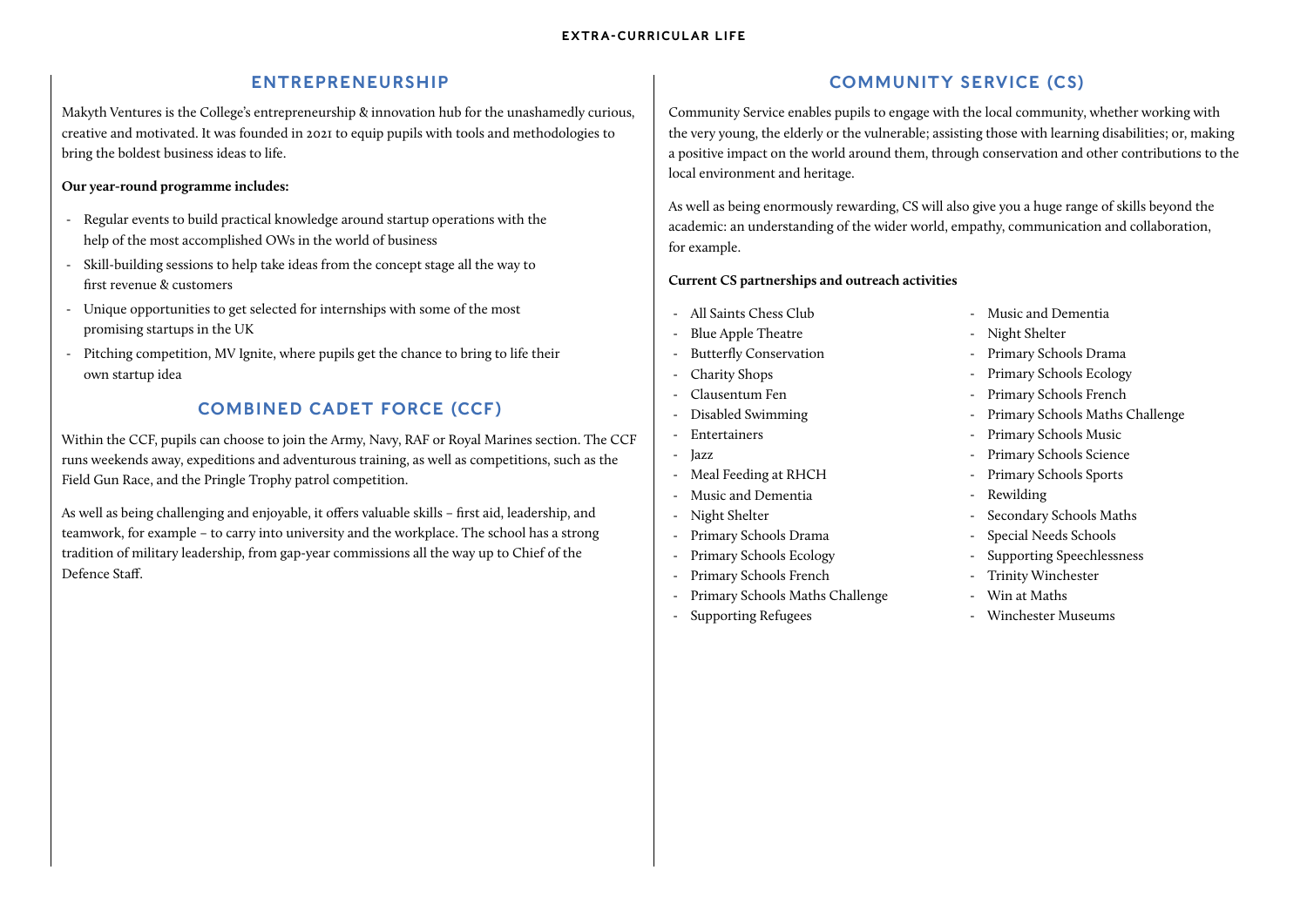# EXTRA-CURRICULAR LIFE

## ENTREPRENEURSHIP

Makyth Ventures is the College's entrepreneurship & innovation hub for the unashamedly curious, creative and motivated. It was founded in 2021 to equip pupils with tools and methodologies to bring the boldest business ideas to life.

**Our year-round programme includes:**

- Regular events to build practical knowledge around startup operations with the help of the most accomplished OWs in the world of business
- Skill-building sessions to help take ideas from the concept stage all the way to first revenue & customers
- Unique opportunities to get selected for internships with some of the most promising startups in the UK
- Pitching competition, MV Ignite, where pupils get the chance to bring to life their own startup idea

## COMBINED CADET FORCE (CCF)

Within the CCF, pupils can choose to join the Army, Navy, RAF or Royal Marines section. The CCF runs weekends away, expeditions and adventurous training, as well as competitions, such as the Field Gun Race, and the Pringle Trophy patrol competition.

As well as being challenging and enjoyable, it offers valuable skills – first aid, leadership, and teamwork, for example – to carry into university and the workplace. The school has a strong tradition of military leadership, from gap-year commissions all the way up to Chief of the Defence Staff.

## COMMUNITY SERVICE (CS)

Community Service enables pupils to engage with the local community, whether working with the very young, the elderly or the vulnerable; assisting those with learning disabilities; or, making a positive impact on the world around them, through conservation and other contributions to the local environment and heritage.

As well as being enormously rewarding, CS will also give you a huge range of skills beyond the academic: an understanding of the wider world, empathy, communication and collaboration, for example.

**Current CS partnerships and outreach activities**

- All Saints Chess Club
- Blue Apple Theatre
- Butterfly Conservation
- Charity Shops
- Clausentum Fen
- Disabled Swimming
- Entertainers
- Jazz
- Meal Feeding at RHCH
- Music and Dementia
- Night Shelter
- Primary Schools Drama
- Primary Schools Ecology
- Primary Schools French
- Primary Schools Maths Challenge
- Supporting Refugees
- Music and Dementia
- Night Shelter
- Primary Schools Drama
- Primary Schools Ecology
- Primary Schools French
- Primary Schools Maths Challenge
- Primary Schools Music
- Primary Schools Science
- Primary Schools Sports
- Rewilding
- Secondary Schools Maths
- Special Needs Schools
- Supporting Speechlessness
- Trinity Winchester
- Win at Maths
- Winchester Museums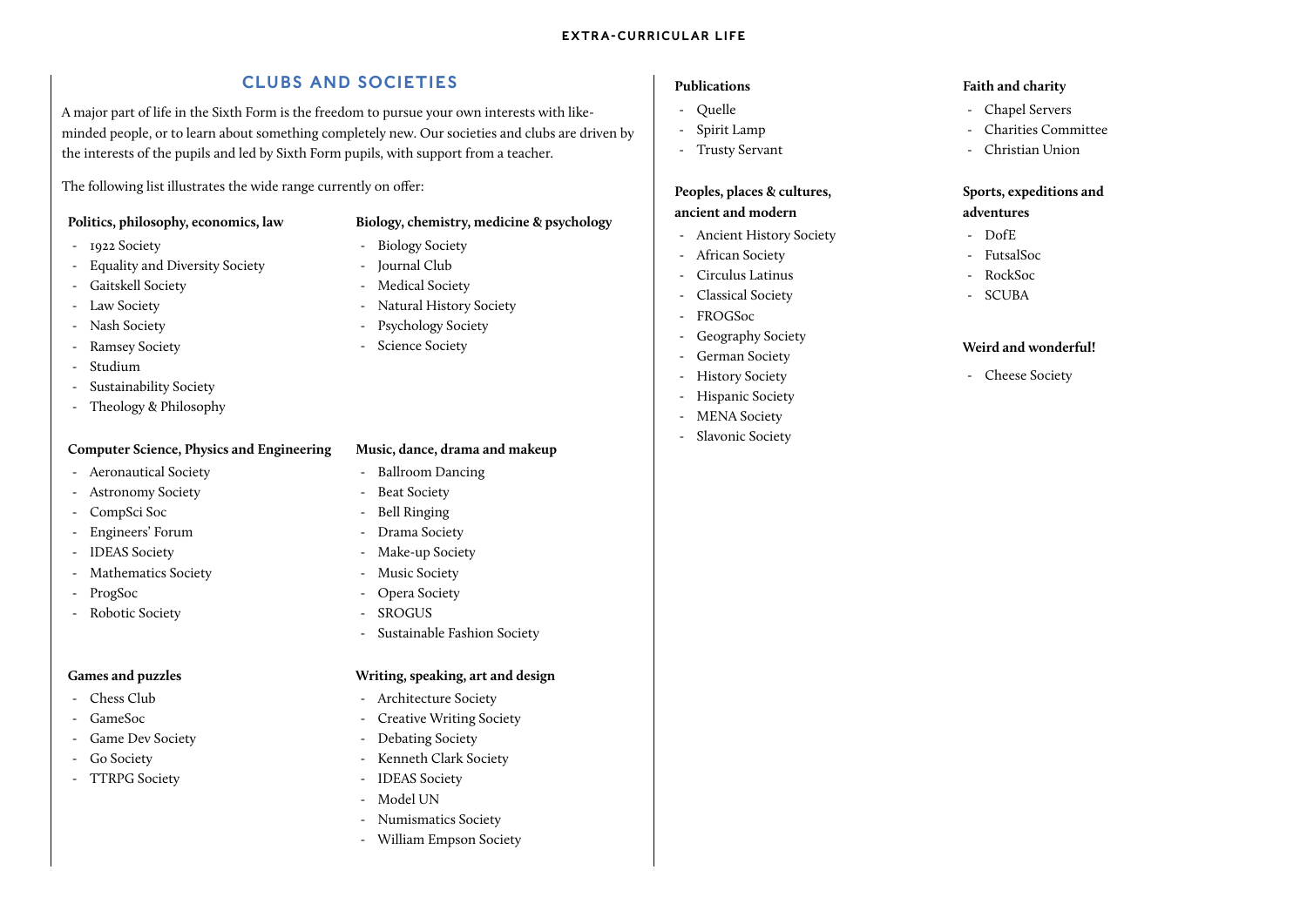## CLUBS AND SOCIETIES

A major part of life in the Sixth Form is the freedom to pursue your own interests with like-minded people, or to learn about something completely new. Our societies and clubs are driven by the interests of the pupils and led by Sixth Form pupils, with support from a teacher.

The following list illustrates the wide range currently on offer:

**Politics, philosophy, economics, law**

- 1922 Society
- Equality and Diversity Society
- Gaitskell Society
- Law Society
- Nash Society
- Ramsey Society
- Studium
- Sustainability Society
- Theology & Philosophy

**Biology, chemistry, medicine & psychology**

- Biology Society
- Journal Club
- Medical Society
- Natural History Society
- Psychology Society
- Science Society

**Computer Science, Physics and Engineering**

- Aeronautical Society
- Astronomy Society
- CompSci Soc
- Engineers' Forum
- IDEAS Society
- Mathematics Society
- ProgSoc
- Robotic Society

**Music, dance, drama and makeup**

- Ballroom Dancing
- Beat Society
- Bell Ringing
- Drama Society
- Make-up Society
- Music Society
- Opera Society
- SROGUS
- Sustainable Fashion Society

**Games and puzzles**

- Chess Club
- GameSoc
- Game Dev Society
- Go Society
- TTRPG Society

**Writing, speaking, art and design**

- Architecture Society
- Creative Writing Society
- Debating Society
- Kenneth Clark Society
- IDEAS Society
- Model UN
- Numismatics Society
- William Empson Society

**Publications**

- Quelle
- Spirit Lamp
- Trusty Servant

**Peoples, places & cultures, ancient and modern**

- Ancient History Society
- African Society
- Circulus Latinus
- Classical Society
- FROGSoc
- Geography Society
- German Society
- History Society
- Hispanic Society
- MENA Society
- Slavonic Society

**Faith and charity**

- Chapel Servers
- Charities Committee
- Christian Union

**Sports, expeditions and adventures**

- DofE
- FutsalSoc
- RockSoc
- SCUBA

**Weird and wonderful!**

- Cheese Society